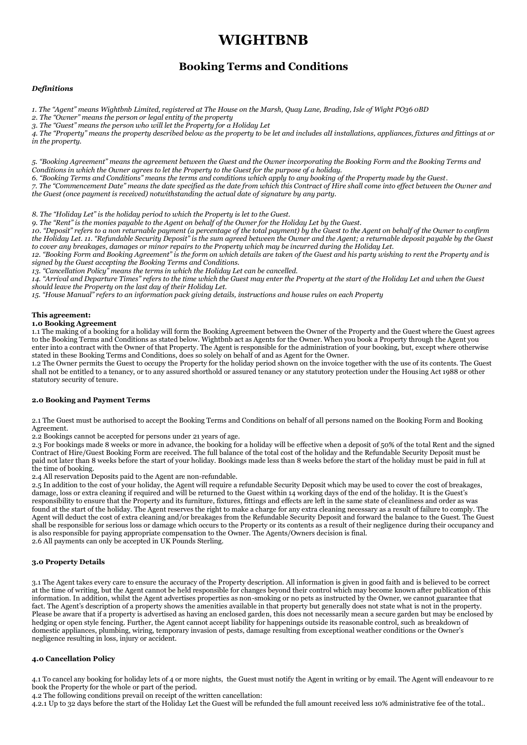# WIGHTBNB

## Booking Terms and Conditions

***Definitions***

*1. The "Agent" means Wightbnb Limited, registered at The House on the Marsh, Quay Lane, Brading, Isle of Wight PO36 0BD*
*2. The "Owner" means the person or legal entity of the property*
*3. The "Guest" means the person who will let the Property for a Holiday Let*
*4. The "Property" means the property described below as the property to be let and includes all installations, appliances, fixtures and fittings at or in the property.*

*5. "Booking Agreement" means the agreement between the Guest and the Owner incorporating the Booking Form and the Booking Terms and Conditions in which the Owner agrees to let the Property to the Guest for the purpose of a holiday.*
*6. "Booking Terms and Conditions" means the terms and conditions which apply to any booking of the Property made by the Guest.*
*7. The "Commencement Date" means the date specified as the date from which this Contract of Hire shall come into effect between the Owner and the Guest (once payment is received) notwithstanding the actual date of signature by any party.*

*8. The "Holiday Let" is the holiday period to which the Property is let to the Guest.*
*9. The "Rent" is the monies payable to the Agent on behalf of the Owner for the Holiday Let by the Guest.*
*10. "Deposit" refers to a non returnable payment (a percentage of the total payment) by the Guest to the Agent on behalf of the Owner to confirm the Holiday Let. 11. "Refundable Security Deposit" is the sum agreed between the Owner and the Agent; a returnable deposit payable by the Guest to cover any breakages, damages or minor repairs to the Property which may be incurred during the Holiday Let.*
*12. "Booking Form and Booking Agreement" is the form on which details are taken of the Guest and his party wishing to rent the Property and is signed by the Guest accepting the Booking Terms and Conditions.*
*13. "Cancellation Policy" means the terms in which the Holiday Let can be cancelled.*
*14. "Arrival and Departure Times" refers to the time which the Guest may enter the Property at the start of the Holiday Let and when the Guest should leave the Property on the last day of their Holiday Let.*
*15. "House Manual" refers to an information pack giving details, instructions and house rules on each Property*

**This agreement:**

**1.0 Booking Agreement**

1.1 The making of a booking for a holiday will form the Booking Agreement between the Owner of the Property and the Guest where the Guest agrees to the Booking Terms and Conditions as stated below. Wightbnb act as Agents for the Owner. When you book a Property through the Agent you enter into a contract with the Owner of that Property. The Agent is responsible for the administration of your booking, but, except where otherwise stated in these Booking Terms and Conditions, does so solely on behalf of and as Agent for the Owner.
1.2 The Owner permits the Guest to occupy the Property for the holiday period shown on the invoice together with the use of its contents. The Guest shall not be entitled to a tenancy, or to any assured shorthold or assured tenancy or any statutory protection under the Housing Act 1988 or other statutory security of tenure.

**2.0 Booking and Payment Terms**

2.1 The Guest must be authorised to accept the Booking Terms and Conditions on behalf of all persons named on the Booking Form and Booking Agreement.
2.2 Bookings cannot be accepted for persons under 21 years of age.
2.3 For bookings made 8 weeks or more in advance, the booking for a holiday will be effective when a deposit of 50% of the total Rent and the signed Contract of Hire/Guest Booking Form are received. The full balance of the total cost of the holiday and the Refundable Security Deposit must be paid not later than 8 weeks before the start of your holiday. Bookings made less than 8 weeks before the start of the holiday must be paid in full at the time of booking.
2.4 All reservation Deposits paid to the Agent are non-refundable.
2.5 In addition to the cost of your holiday, the Agent will require a refundable Security Deposit which may be used to cover the cost of breakages, damage, loss or extra cleaning if required and will be returned to the Guest within 14 working days of the end of the holiday. It is the Guest's responsibility to ensure that the Property and its furniture, fixtures, fittings and effects are left in the same state of cleanliness and order as was found at the start of the holiday. The Agent reserves the right to make a charge for any extra cleaning necessary as a result of failure to comply. The Agent will deduct the cost of extra cleaning and/or breakages from the Refundable Security Deposit and forward the balance to the Guest. The Guest shall be responsible for serious loss or damage which occurs to the Property or its contents as a result of their negligence during their occupancy and is also responsible for paying appropriate compensation to the Owner. The Agents/Owners decision is final.
2.6 All payments can only be accepted in UK Pounds Sterling.

**3.0 Property Details**

3.1 The Agent takes every care to ensure the accuracy of the Property description. All information is given in good faith and is believed to be correct at the time of writing, but the Agent cannot be held responsible for changes beyond their control which may become known after publication of this information. In addition, whilst the Agent advertises properties as non-smoking or no pets as instructed by the Owner, we cannot guarantee that fact. The Agent's description of a property shows the amenities available in that property but generally does not state what is not in the property. Please be aware that if a property is advertised as having an enclosed garden, this does not necessarily mean a secure garden but may be enclosed by hedging or open style fencing. Further, the Agent cannot accept liability for happenings outside its reasonable control, such as breakdown of domestic appliances, plumbing, wiring, temporary invasion of pests, damage resulting from exceptional weather conditions or the Owner's negligence resulting in loss, injury or accident.

**4.0 Cancellation Policy**

4.1 To cancel any booking for holiday lets of 4 or more nights, the Guest must notify the Agent in writing or by email. The Agent will endeavour to re book the Property for the whole or part of the period.
4.2 The following conditions prevail on receipt of the written cancellation:
4.2.1 Up to 32 days before the start of the Holiday Let the Guest will be refunded the full amount received less 10% administrative fee of the total..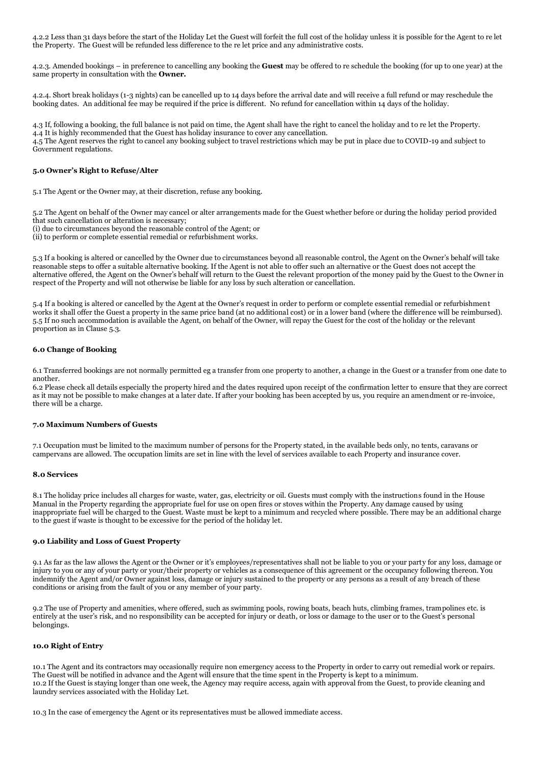4.2.2 Less than 31 days before the start of the Holiday Let the Guest will forfeit the full cost of the holiday unless it is possible for the Agent to re let the Property. The Guest will be refunded less difference to the re let price and any administrative costs.

4.2.3. Amended bookings – in preference to cancelling any booking the **Guest** may be offered to re schedule the booking (for up to one year) at the same property in consultation with the **Owner.**

4.2.4. Short break holidays (1-3 nights) can be cancelled up to 14 days before the arrival date and will receive a full refund or may reschedule the booking dates. An additional fee may be required if the price is different. No refund for cancellation within 14 days of the holiday.

4.3 If, following a booking, the full balance is not paid on time, the Agent shall have the right to cancel the holiday and to re let the Property.
4.4 It is highly recommended that the Guest has holiday insurance to cover any cancellation.
4.5 The Agent reserves the right to cancel any booking subject to travel restrictions which may be put in place due to COVID-19 and subject to Government regulations.

#### 5.0 Owner's Right to Refuse/Alter

5.1 The Agent or the Owner may, at their discretion, refuse any booking.

5.2 The Agent on behalf of the Owner may cancel or alter arrangements made for the Guest whether before or during the holiday period provided that such cancellation or alteration is necessary;
(i) due to circumstances beyond the reasonable control of the Agent; or
(ii) to perform or complete essential remedial or refurbishment works.

5.3 If a booking is altered or cancelled by the Owner due to circumstances beyond all reasonable control, the Agent on the Owner's behalf will take reasonable steps to offer a suitable alternative booking. If the Agent is not able to offer such an alternative or the Guest does not accept the alternative offered, the Agent on the Owner's behalf will return to the Guest the relevant proportion of the money paid by the Guest to the Owner in respect of the Property and will not otherwise be liable for any loss by such alteration or cancellation.

5.4 If a booking is altered or cancelled by the Agent at the Owner's request in order to perform or complete essential remedial or refurbishment works it shall offer the Guest a property in the same price band (at no additional cost) or in a lower band (where the difference will be reimbursed).
5.5 If no such accommodation is available the Agent, on behalf of the Owner, will repay the Guest for the cost of the holiday or the relevant proportion as in Clause 5.3.

#### 6.0 Change of Booking

6.1 Transferred bookings are not normally permitted eg a transfer from one property to another, a change in the Guest or a transfer from one date to another.
6.2 Please check all details especially the property hired and the dates required upon receipt of the confirmation letter to ensure that they are correct as it may not be possible to make changes at a later date. If after your booking has been accepted by us, you require an amendment or re-invoice, there will be a charge.

#### 7.0 Maximum Numbers of Guests

7.1 Occupation must be limited to the maximum number of persons for the Property stated, in the available beds only, no tents, caravans or campervans are allowed. The occupation limits are set in line with the level of services available to each Property and insurance cover.

#### 8.0 Services

8.1 The holiday price includes all charges for waste, water, gas, electricity or oil. Guests must comply with the instructions found in the House Manual in the Property regarding the appropriate fuel for use on open fires or stoves within the Property. Any damage caused by using inappropriate fuel will be charged to the Guest. Waste must be kept to a minimum and recycled where possible. There may be an additional charge to the guest if waste is thought to be excessive for the period of the holiday let.

#### 9.0 Liability and Loss of Guest Property

9.1 As far as the law allows the Agent or the Owner or it's employees/representatives shall not be liable to you or your party for any loss, damage or injury to you or any of your party or your/their property or vehicles as a consequence of this agreement or the occupancy following thereon. You indemnify the Agent and/or Owner against loss, damage or injury sustained to the property or any persons as a result of any breach of these conditions or arising from the fault of you or any member of your party.

9.2 The use of Property and amenities, where offered, such as swimming pools, rowing boats, beach huts, climbing frames, trampolines etc. is entirely at the user's risk, and no responsibility can be accepted for injury or death, or loss or damage to the user or to the Guest's personal belongings.

#### 10.0 Right of Entry

10.1 The Agent and its contractors may occasionally require non emergency access to the Property in order to carry out remedial work or repairs. The Guest will be notified in advance and the Agent will ensure that the time spent in the Property is kept to a minimum.
10.2 If the Guest is staying longer than one week, the Agency may require access, again with approval from the Guest, to provide cleaning and laundry services associated with the Holiday Let.

10.3 In the case of emergency the Agent or its representatives must be allowed immediate access.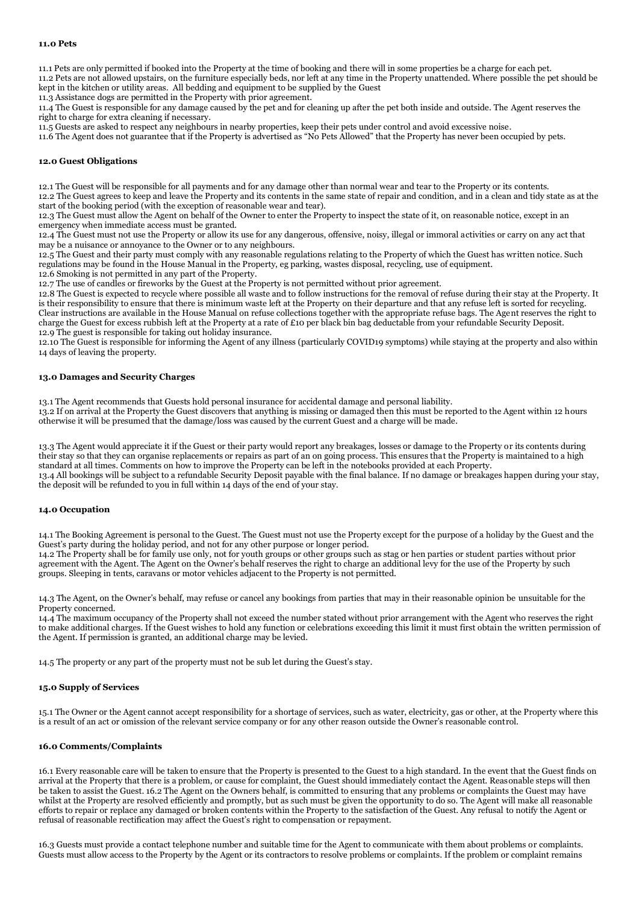#### 11.0 Pets

11.1 Pets are only permitted if booked into the Property at the time of booking and there will in some properties be a charge for each pet.
11.2 Pets are not allowed upstairs, on the furniture especially beds, nor left at any time in the Property unattended. Where possible the pet should be kept in the kitchen or utility areas. All bedding and equipment to be supplied by the Guest
11.3 Assistance dogs are permitted in the Property with prior agreement.
11.4 The Guest is responsible for any damage caused by the pet and for cleaning up after the pet both inside and outside. The Agent reserves the right to charge for extra cleaning if necessary.
11.5 Guests are asked to respect any neighbours in nearby properties, keep their pets under control and avoid excessive noise.
11.6 The Agent does not guarantee that if the Property is advertised as "No Pets Allowed" that the Property has never been occupied by pets.

#### 12.0 Guest Obligations

12.1 The Guest will be responsible for all payments and for any damage other than normal wear and tear to the Property or its contents.
12.2 The Guest agrees to keep and leave the Property and its contents in the same state of repair and condition, and in a clean and tidy state as at the start of the booking period (with the exception of reasonable wear and tear).
12.3 The Guest must allow the Agent on behalf of the Owner to enter the Property to inspect the state of it, on reasonable notice, except in an emergency when immediate access must be granted.
12.4 The Guest must not use the Property or allow its use for any dangerous, offensive, noisy, illegal or immoral activities or carry on any act that may be a nuisance or annoyance to the Owner or to any neighbours.
12.5 The Guest and their party must comply with any reasonable regulations relating to the Property of which the Guest has written notice. Such regulations may be found in the House Manual in the Property, eg parking, wastes disposal, recycling, use of equipment.
12.6 Smoking is not permitted in any part of the Property.
12.7 The use of candles or fireworks by the Guest at the Property is not permitted without prior agreement.
12.8 The Guest is expected to recycle where possible all waste and to follow instructions for the removal of refuse during their stay at the Property. It is their responsibility to ensure that there is minimum waste left at the Property on their departure and that any refuse left is sorted for recycling. Clear instructions are available in the House Manual on refuse collections together with the appropriate refuse bags. The Agent reserves the right to charge the Guest for excess rubbish left at the Property at a rate of £10 per black bin bag deductable from your refundable Security Deposit.
12.9 The guest is responsible for taking out holiday insurance.
12.10 The Guest is responsible for informing the Agent of any illness (particularly COVID19 symptoms) while staying at the property and also within 14 days of leaving the property.

#### 13.0 Damages and Security Charges

13.1 The Agent recommends that Guests hold personal insurance for accidental damage and personal liability.
13.2 If on arrival at the Property the Guest discovers that anything is missing or damaged then this must be reported to the Agent within 12 hours otherwise it will be presumed that the damage/loss was caused by the current Guest and a charge will be made.

13.3 The Agent would appreciate it if the Guest or their party would report any breakages, losses or damage to the Property or its contents during their stay so that they can organise replacements or repairs as part of an on going process. This ensures that the Property is maintained to a high standard at all times. Comments on how to improve the Property can be left in the notebooks provided at each Property.
13.4 All bookings will be subject to a refundable Security Deposit payable with the final balance. If no damage or breakages happen during your stay, the deposit will be refunded to you in full within 14 days of the end of your stay.

#### 14.0 Occupation

14.1 The Booking Agreement is personal to the Guest. The Guest must not use the Property except for the purpose of a holiday by the Guest and the Guest's party during the holiday period, and not for any other purpose or longer period.
14.2 The Property shall be for family use only, not for youth groups or other groups such as stag or hen parties or student parties without prior agreement with the Agent. The Agent on the Owner's behalf reserves the right to charge an additional levy for the use of the Property by such groups. Sleeping in tents, caravans or motor vehicles adjacent to the Property is not permitted.

14.3 The Agent, on the Owner's behalf, may refuse or cancel any bookings from parties that may in their reasonable opinion be unsuitable for the Property concerned.
14.4 The maximum occupancy of the Property shall not exceed the number stated without prior arrangement with the Agent who reserves the right to make additional charges. If the Guest wishes to hold any function or celebrations exceeding this limit it must first obtain the written permission of the Agent. If permission is granted, an additional charge may be levied.

14.5 The property or any part of the property must not be sub let during the Guest's stay.

#### 15.0 Supply of Services

15.1 The Owner or the Agent cannot accept responsibility for a shortage of services, such as water, electricity, gas or other, at the Property where this is a result of an act or omission of the relevant service company or for any other reason outside the Owner's reasonable control.

#### 16.0 Comments/Complaints

16.1 Every reasonable care will be taken to ensure that the Property is presented to the Guest to a high standard. In the event that the Guest finds on arrival at the Property that there is a problem, or cause for complaint, the Guest should immediately contact the Agent. Reasonable steps will then be taken to assist the Guest. 16.2 The Agent on the Owners behalf, is committed to ensuring that any problems or complaints the Guest may have whilst at the Property are resolved efficiently and promptly, but as such must be given the opportunity to do so. The Agent will make all reasonable efforts to repair or replace any damaged or broken contents within the Property to the satisfaction of the Guest. Any refusal to notify the Agent or refusal of reasonable rectification may affect the Guest's right to compensation or repayment.

16.3 Guests must provide a contact telephone number and suitable time for the Agent to communicate with them about problems or complaints. Guests must allow access to the Property by the Agent or its contractors to resolve problems or complaints. If the problem or complaint remains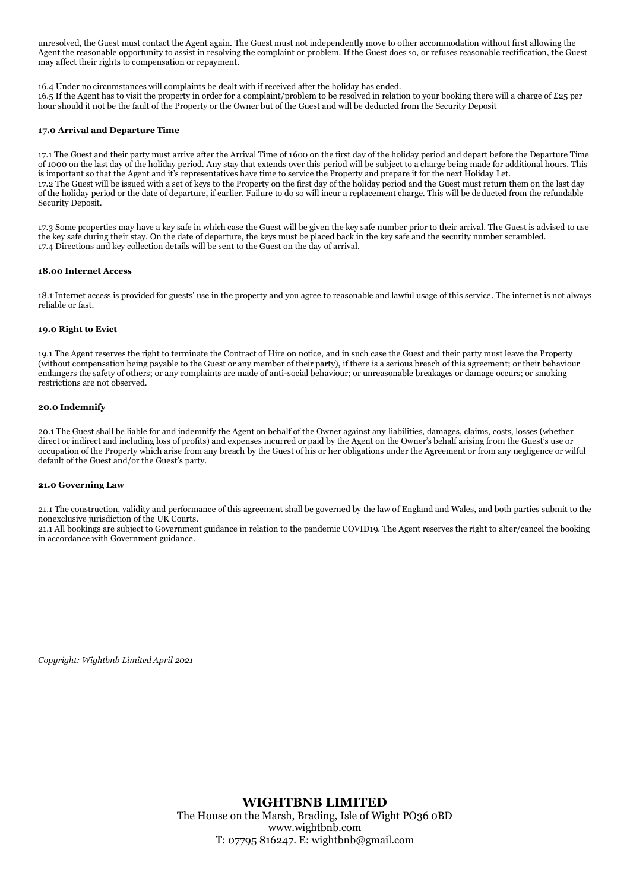unresolved, the Guest must contact the Agent again. The Guest must not independently move to other accommodation without first allowing the Agent the reasonable opportunity to assist in resolving the complaint or problem. If the Guest does so, or refuses reasonable rectification, the Guest may affect their rights to compensation or repayment.

16.4 Under no circumstances will complaints be dealt with if received after the holiday has ended.
16.5 If the Agent has to visit the property in order for a complaint/problem to be resolved in relation to your booking there will a charge of £25 per hour should it not be the fault of the Property or the Owner but of the Guest and will be deducted from the Security Deposit

**17.0 Arrival and Departure Time**

17.1 The Guest and their party must arrive after the Arrival Time of 1600 on the first day of the holiday period and depart before the Departure Time of 1000 on the last day of the holiday period. Any stay that extends over this period will be subject to a charge being made for additional hours. This is important so that the Agent and it's representatives have time to service the Property and prepare it for the next Holiday Let.
17.2 The Guest will be issued with a set of keys to the Property on the first day of the holiday period and the Guest must return them on the last day of the holiday period or the date of departure, if earlier. Failure to do so will incur a replacement charge. This will be deducted from the refundable Security Deposit.

17.3 Some properties may have a key safe in which case the Guest will be given the key safe number prior to their arrival. The Guest is advised to use the key safe during their stay. On the date of departure, the keys must be placed back in the key safe and the security number scrambled.
17.4 Directions and key collection details will be sent to the Guest on the day of arrival.

**18.00 Internet Access**

18.1 Internet access is provided for guests' use in the property and you agree to reasonable and lawful usage of this service. The internet is not always reliable or fast.

**19.0 Right to Evict**

19.1 The Agent reserves the right to terminate the Contract of Hire on notice, and in such case the Guest and their party must leave the Property (without compensation being payable to the Guest or any member of their party), if there is a serious breach of this agreement; or their behaviour endangers the safety of others; or any complaints are made of anti-social behaviour; or unreasonable breakages or damage occurs; or smoking restrictions are not observed.

**20.0 Indemnify**

20.1 The Guest shall be liable for and indemnify the Agent on behalf of the Owner against any liabilities, damages, claims, costs, losses (whether direct or indirect and including loss of profits) and expenses incurred or paid by the Agent on the Owner's behalf arising from the Guest's use or occupation of the Property which arise from any breach by the Guest of his or her obligations under the Agreement or from any negligence or wilful default of the Guest and/or the Guest's party.

**21.0 Governing Law**

21.1 The construction, validity and performance of this agreement shall be governed by the law of England and Wales, and both parties submit to the nonexclusive jurisdiction of the UK Courts.
21.1 All bookings are subject to Government guidance in relation to the pandemic COVID19. The Agent reserves the right to alter/cancel the booking in accordance with Government guidance.

*Copyright: Wightbnb Limited April 2021*

**WIGHTBNB LIMITED**
The House on the Marsh, Brading, Isle of Wight PO36 0BD
www.wightbnb.com
T: 07795 816247. E: wightbnb@gmail.com